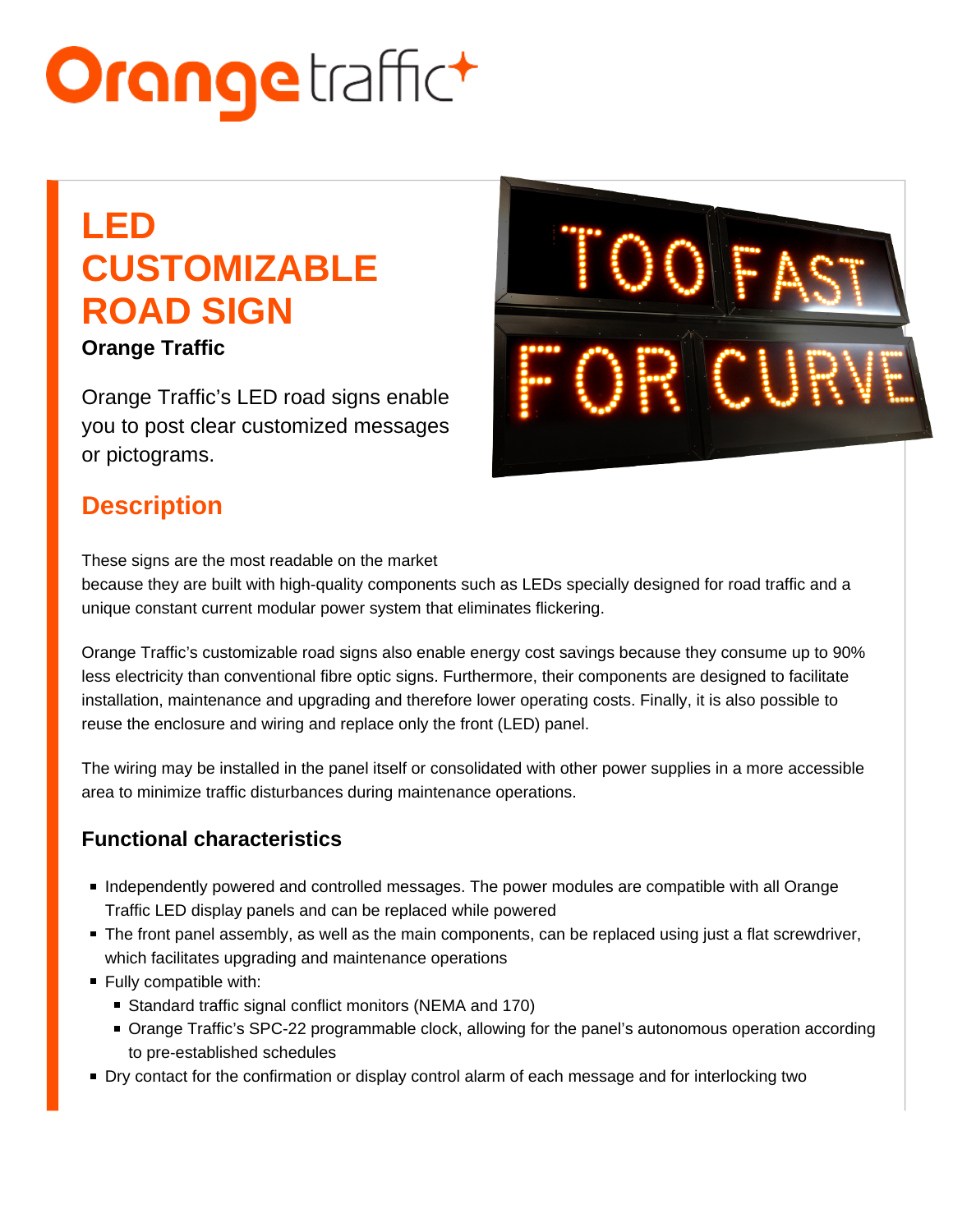# LED CUSTOMIZABLE ROAD SIGN

**Orange Traffic**

Orange Traffic's LED road signs enable you to post clear customized messages or pictograms.

## Description

These signs are the most readable on the market
because they are built with high-quality components such as LEDs specially designed for road traffic and a unique constant current modular power system that eliminates flickering.

Orange Traffic's customizable road signs also enable energy cost savings because they consume up to 90% less electricity than conventional fibre optic signs. Furthermore, their components are designed to facilitate installation, maintenance and upgrading and therefore lower operating costs. Finally, it is also possible to reuse the enclosure and wiring and replace only the front (LED) panel.

The wiring may be installed in the panel itself or consolidated with other power supplies in a more accessible area to minimize traffic disturbances during maintenance operations.

### Functional characteristics

- Independently powered and controlled messages. The power modules are compatible with all Orange Traffic LED display panels and can be replaced while powered
- The front panel assembly, as well as the main components, can be replaced using just a flat screwdriver, which facilitates upgrading and maintenance operations
- Fully compatible with:
  - Standard traffic signal conflict monitors (NEMA and 170)
  - Orange Traffic's SPC-22 programmable clock, allowing for the panel's autonomous operation according to pre-established schedules
- Dry contact for the confirmation or display control alarm of each message and for interlocking two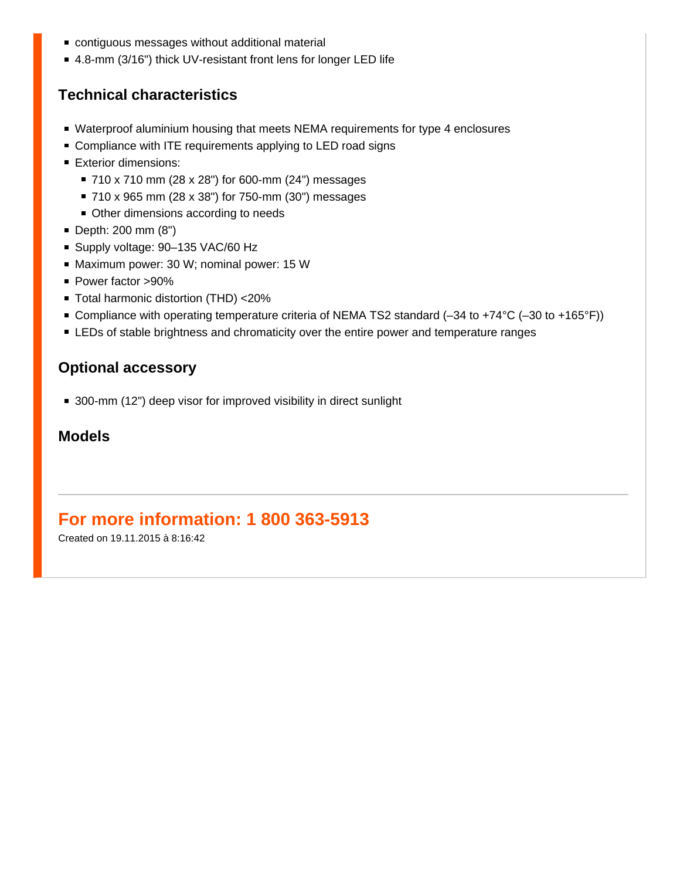- contiguous messages without additional material
- 4.8-mm (3/16") thick UV-resistant front lens for longer LED life

## Technical characteristics

- Waterproof aluminium housing that meets NEMA requirements for type 4 enclosures
- Compliance with ITE requirements applying to LED road signs
- Exterior dimensions:
  - 710 x 710 mm (28 x 28") for 600-mm (24") messages
  - 710 x 965 mm (28 x 38") for 750-mm (30") messages
  - Other dimensions according to needs
- Depth: 200 mm (8")
- Supply voltage: 90–135 VAC/60 Hz
- Maximum power: 30 W; nominal power: 15 W
- Power factor >90%
- Total harmonic distortion (THD) <20%
- Compliance with operating temperature criteria of NEMA TS2 standard (–34 to +74°C (–30 to +165°F))
- LEDs of stable brightness and chromaticity over the entire power and temperature ranges

## Optional accessory

- 300-mm (12") deep visor for improved visibility in direct sunlight

## Models

---

## For more information: 1 800 363-5913

Created on 19.11.2015 à 8:16:42